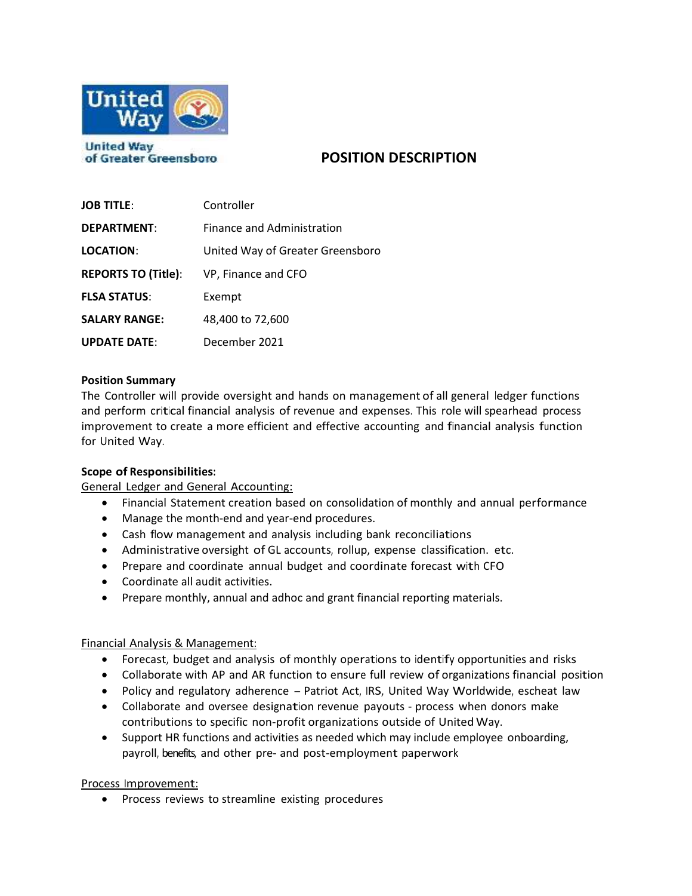United Way of Greater Greensboro

# POSITION DESCRIPTION

| | |
|---|---|
| **JOB TITLE**: | Controller |
| **DEPARTMENT**: | Finance and Administration |
| **LOCATION**: | United Way of Greater Greensboro |
| **REPORTS TO (Title)**: | VP, Finance and CFO |
| **FLSA STATUS**: | Exempt |
| **SALARY RANGE:** | 48,400 to 72,600 |
| **UPDATE DATE**: | December 2021 |

**Position Summary**

The Controller will provide oversight and hands on management of all general ledger functions and perform critical financial analysis of revenue and expenses. This role will spearhead process improvement to create a more efficient and effective accounting and financial analysis function for United Way.

**Scope of Responsibilities:**

General Ledger and General Accounting:

- Financial Statement creation based on consolidation of monthly and annual performance
- Manage the month-end and year-end procedures.
- Cash flow management and analysis including bank reconciliations
- Administrative oversight of GL accounts, rollup, expense classification. etc.
- Prepare and coordinate annual budget and coordinate forecast with CFO
- Coordinate all audit activities.
- Prepare monthly, annual and adhoc and grant financial reporting materials.

Financial Analysis & Management:

- Forecast, budget and analysis of monthly operations to identify opportunities and risks
- Collaborate with AP and AR function to ensure full review of organizations financial position
- Policy and regulatory adherence – Patriot Act, IRS, United Way Worldwide, escheat law
- Collaborate and oversee designation revenue payouts - process when donors make contributions to specific non-profit organizations outside of United Way.
- Support HR functions and activities as needed which may include employee onboarding, payroll, benefits, and other pre- and post-employment paperwork

Process Improvement:

- Process reviews to streamline existing procedures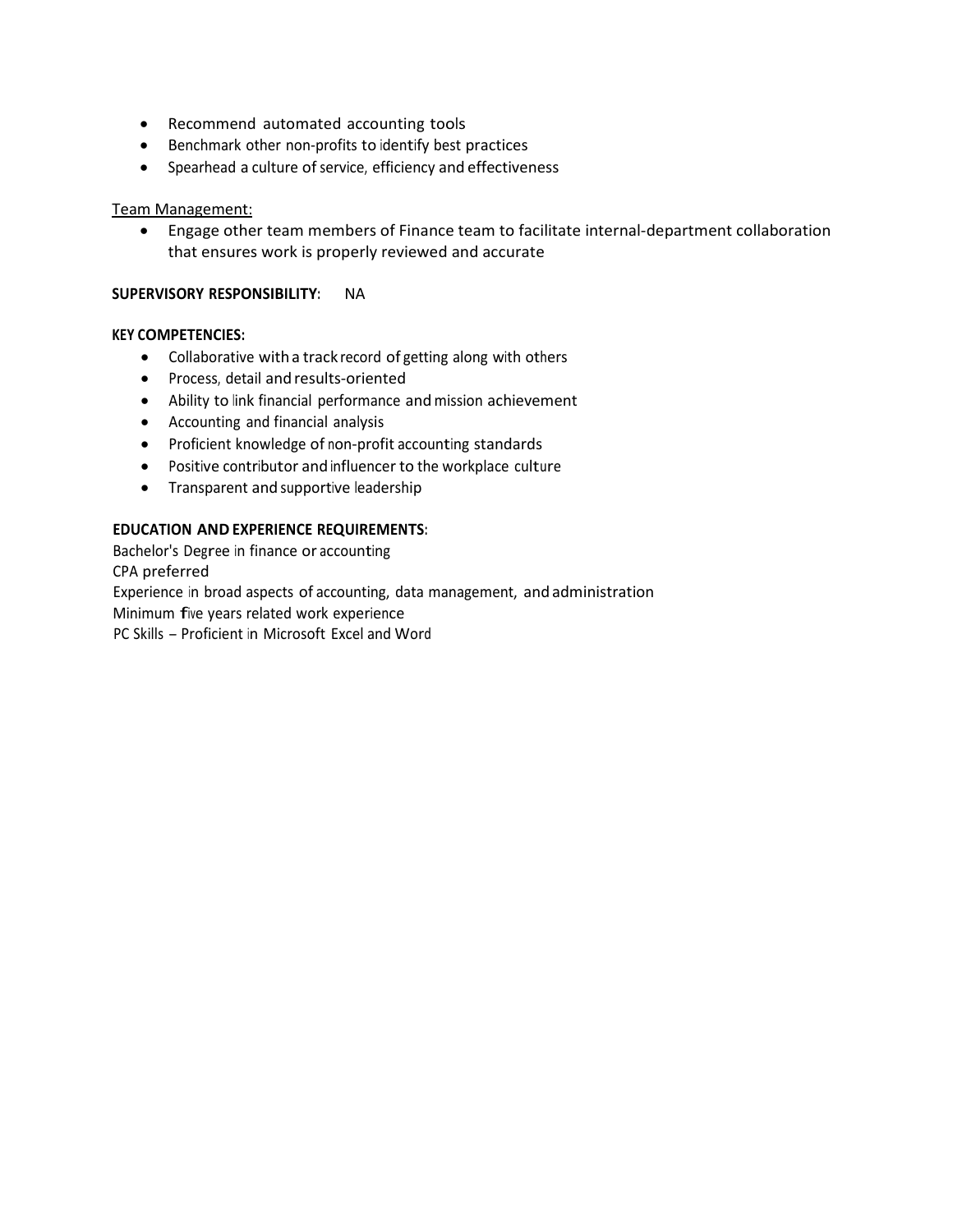- Recommend automated accounting tools
- Benchmark other non-profits to identify best practices
- Spearhead a culture of service, efficiency and effectiveness

Team Management:

- Engage other team members of Finance team to facilitate internal-department collaboration that ensures work is properly reviewed and accurate

**SUPERVISORY RESPONSIBILITY**: NA

**KEY COMPETENCIES:**

- Collaborative with a track record of getting along with others
- Process, detail and results-oriented
- Ability to link financial performance and mission achievement
- Accounting and financial analysis
- Proficient knowledge of non-profit accounting standards
- Positive contributor and influencer to the workplace culture
- Transparent and supportive leadership

**EDUCATION AND EXPERIENCE REQUIREMENTS**:

Bachelor's Degree in finance or accounting

CPA preferred

Experience in broad aspects of accounting, data management, and administration

Minimum five years related work experience

PC Skills – Proficient in Microsoft Excel and Word